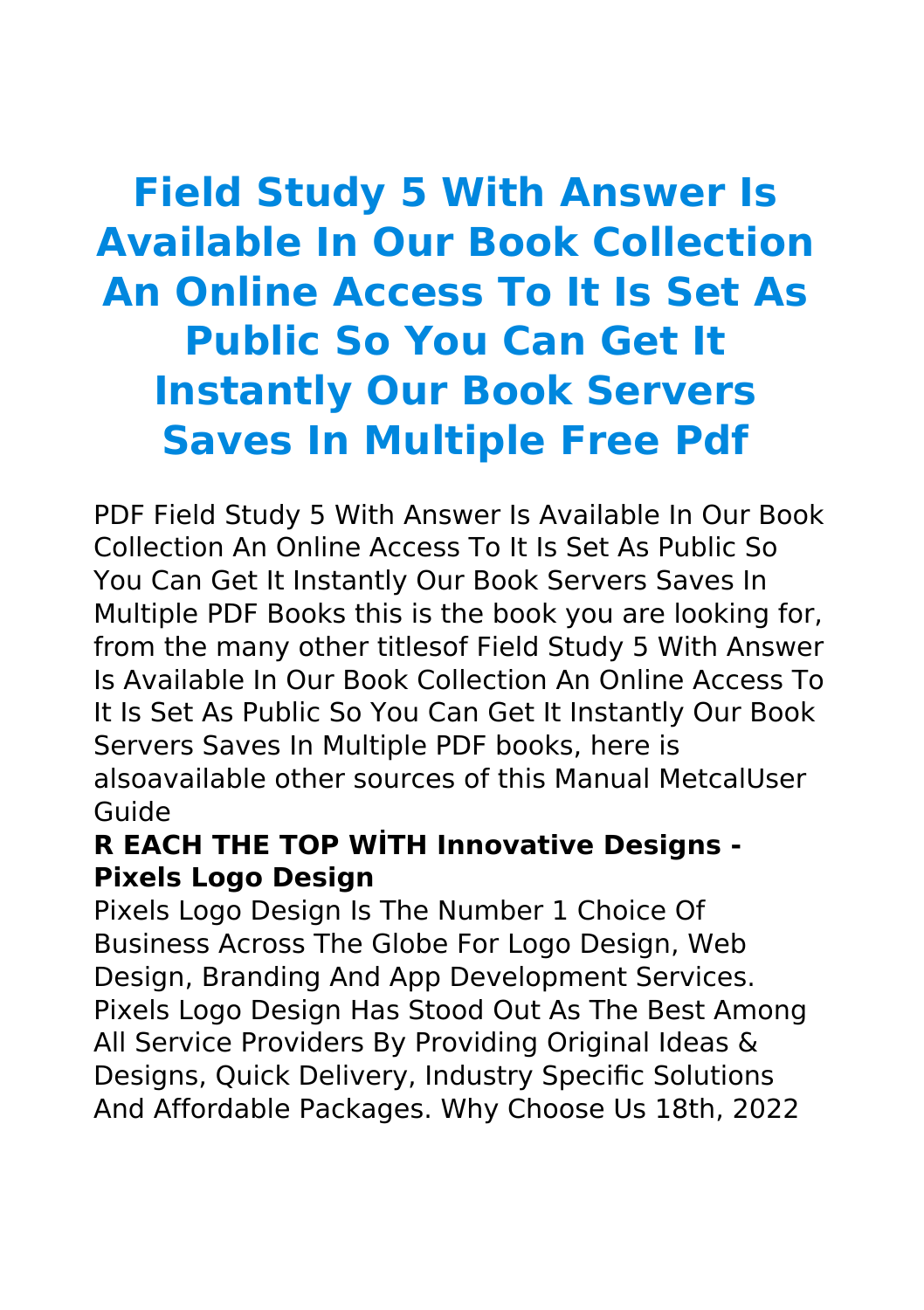# Field Study 5 With Answer Is Available In Our Book Collection An Online Access To It Is Set As Public So You Can Get It Instantly Our Book Servers Saves In Multiple Free Pdf

PDF Field Study 5 With Answer Is Available In Our Book Collection An Online Access To It Is Set As Public So You Can Get It Instantly Our Book Servers Saves In Multiple PDF Books this is the book you are looking for, from the many other titlesof Field Study 5 With Answer Is Available In Our Book Collection An Online Access To It Is Set As Public So You Can Get It Instantly Our Book Servers Saves In Multiple PDF books, here is alsoavailable other sources of this Manual MetcalUser Guide

**R EACH THE TOP WİTH Innovative Designs - Pixels Logo Design**

Pixels Logo Design Is The Number 1 Choice Of Business Across The Globe For Logo Design, Web Design, Branding And App Development Services. Pixels Logo Design Has Stood Out As The Best Among All Service Providers By Providing Original Ideas & Designs, Quick Delivery, Industry Specific Solutions And Affordable Packages. Why Choose Us 18th, 2022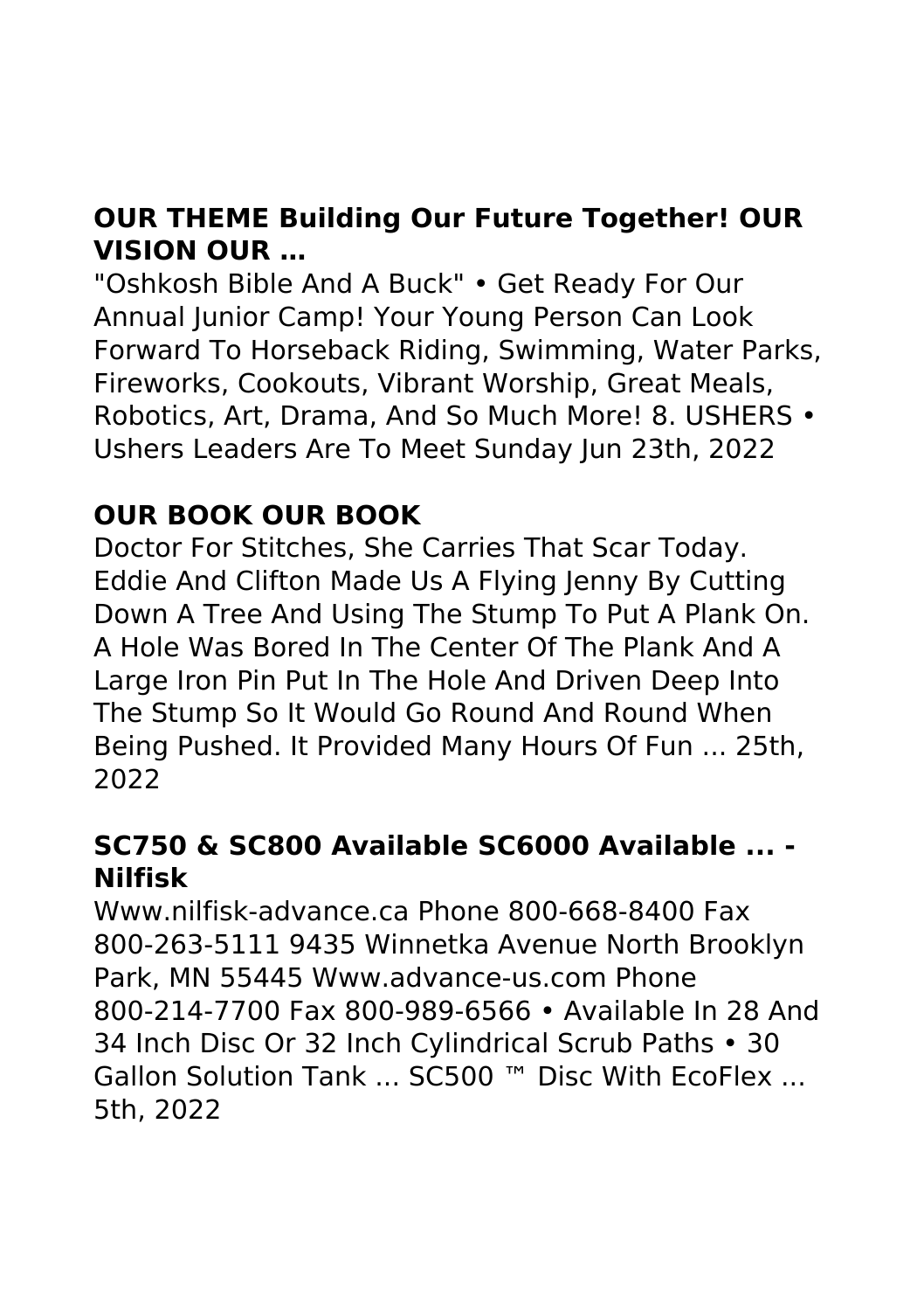### OUR THEME Building Our Future Together! OUR VISION OUR …

"Oshkosh Bible And A Buck" • Get Ready For Our Annual Junior Camp! Your Young Person Can Look Forward To Horseback Riding, Swimming, Water Parks, Fireworks, Cookouts, Vibrant Worship, Great Meals, Robotics, Art, Drama, And So Much More! 8. USHERS • Ushers Leaders Are To Meet Sunday Jun 23th, 2022

### OUR BOOK OUR BOOK

Doctor For Stitches, She Carries That Scar Today. Eddie And Clifton Made Us A Flying Jenny By Cutting Down A Tree And Using The Stump To Put A Plank On. A Hole Was Bored In The Center Of The Plank And A Large Iron Pin Put In The Hole And Driven Deep Into The Stump So It Would Go Round And Round When Being Pushed. It Provided Many Hours Of Fun ... 25th, 2022

### SC750 & SC800 Available SC6000 Available ... - Nilfisk

Www.nilfisk-advance.ca Phone 800-668-8400 Fax 800-263-5111 9435 Winnetka Avenue North Brooklyn Park, MN 55445 Www.advance-us.com Phone 800-214-7700 Fax 800-989-6566 • Available In 28 And 34 Inch Disc Or 32 Inch Cylindrical Scrub Paths • 30 Gallon Solution Tank ... SC500 ™ Disc With EcoFlex ... 5th, 2022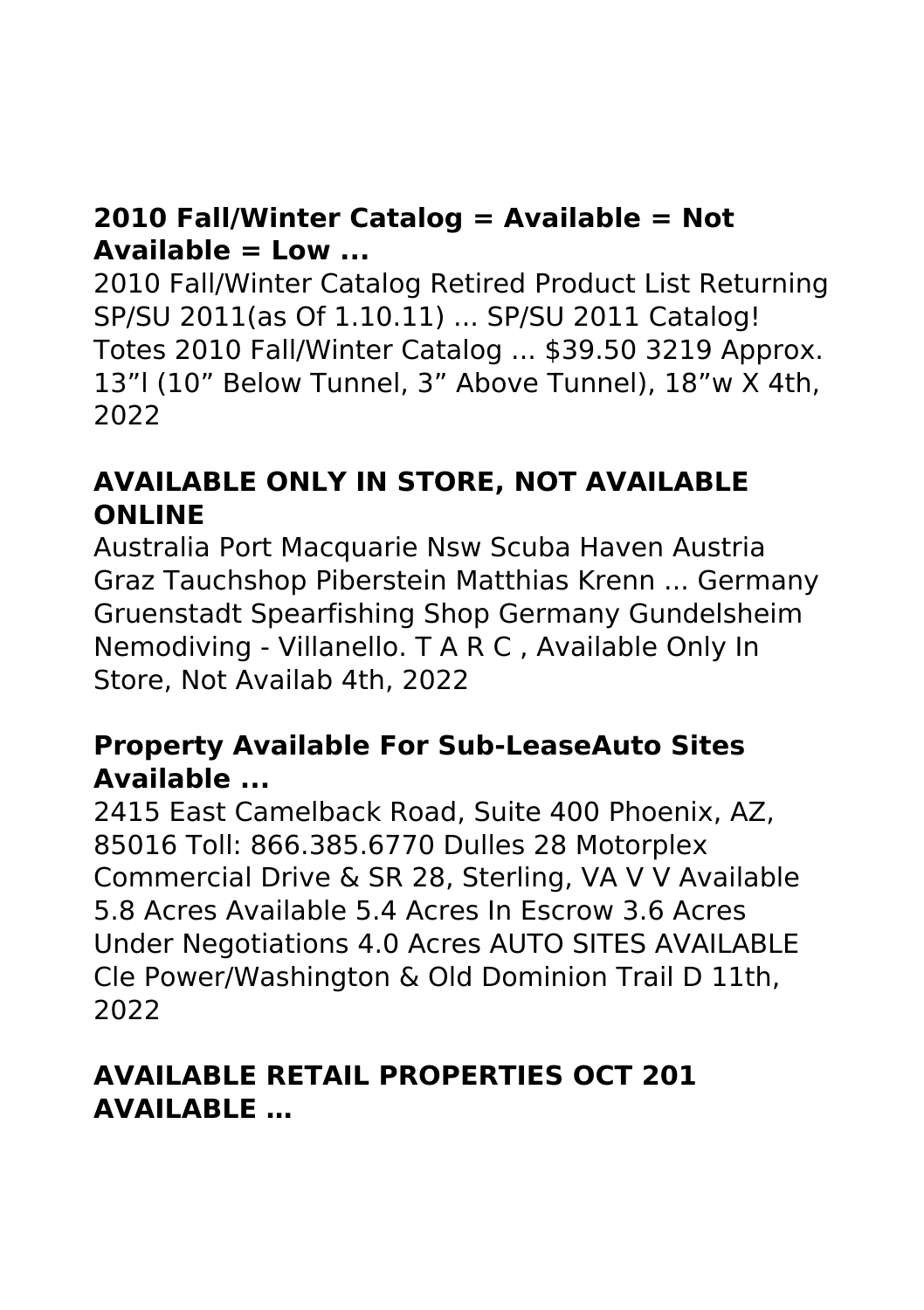### 2010 Fall/Winter Catalog = Available = Not Available = Low ...

2010 Fall/Winter Catalog Retired Product List Returning SP/SU 2011(as Of 1.10.11) ... SP/SU 2011 Catalog! Totes 2010 Fall/Winter Catalog ... $39.50 3219 Approx. 13"l (10" Below Tunnel, 3" Above Tunnel), 18"w X 4th, 2022

### AVAILABLE ONLY IN STORE, NOT AVAILABLE ONLINE

Australia Port Macquarie Nsw Scuba Haven Austria Graz Tauchshop Piberstein Matthias Krenn ... Germany Gruenstadt Spearfishing Shop Germany Gundelsheim Nemodiving - Villanello. T A R C , Available Only In Store, Not Availab 4th, 2022

### Property Available For Sub-LeaseAuto Sites Available ...

2415 East Camelback Road, Suite 400 Phoenix, AZ, 85016 Toll: 866.385.6770 Dulles 28 Motorplex Commercial Drive & SR 28, Sterling, VA V V Available 5.8 Acres Available 5.4 Acres In Escrow 3.6 Acres Under Negotiations 4.0 Acres AUTO SITES AVAILABLE Cle Power/Washington & Old Dominion Trail D 11th, 2022

### AVAILABLE RETAIL PROPERTIES OCT 201 AVAILABLE …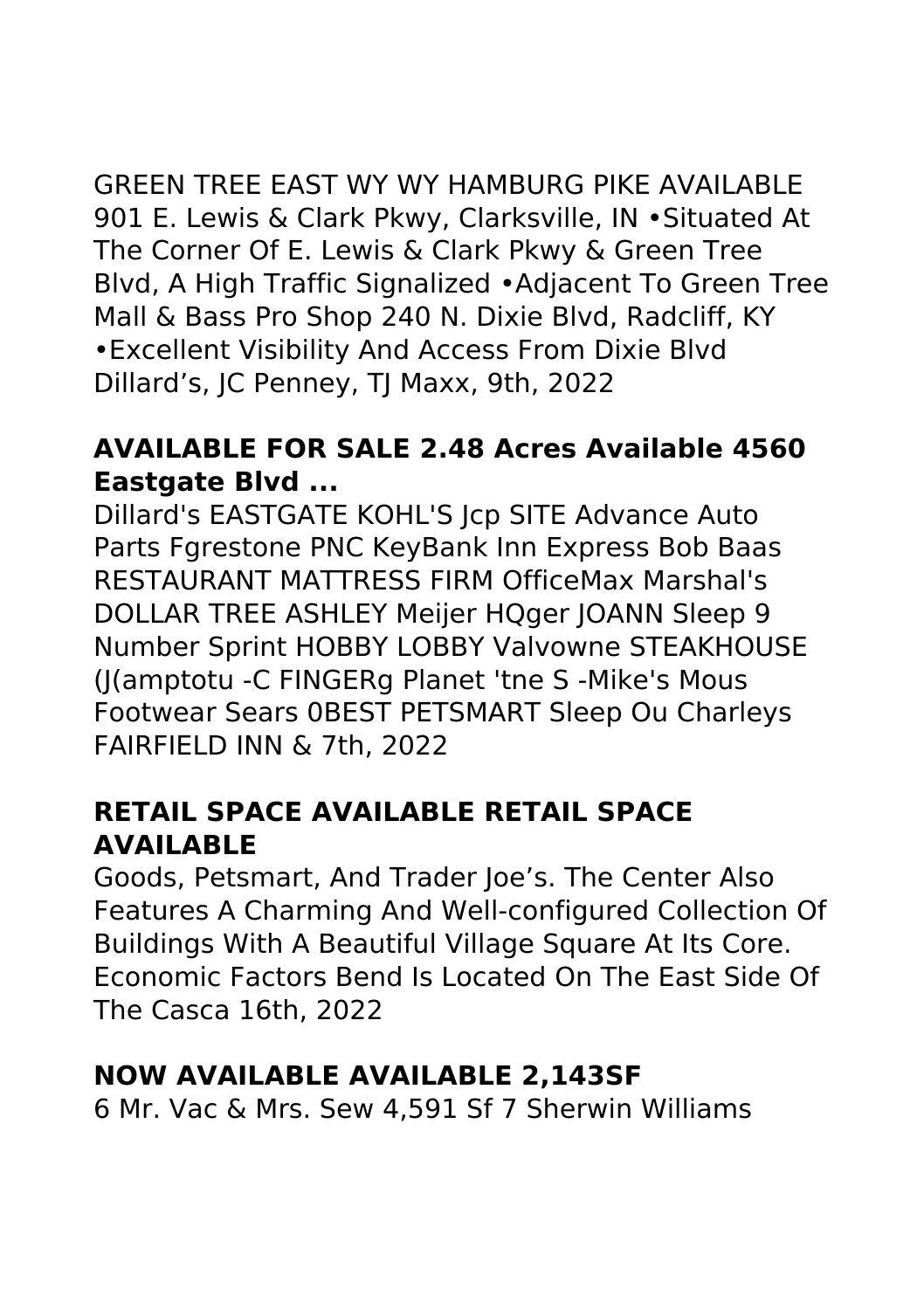GREEN TREE EAST WY WY HAMBURG PIKE AVAILABLE 901 E. Lewis & Clark Pkwy, Clarksville, IN •Situated At The Corner Of E. Lewis & Clark Pkwy & Green Tree Blvd, A High Traffic Signalized •Adjacent To Green Tree Mall & Bass Pro Shop 240 N. Dixie Blvd, Radcliff, KY •Excellent Visibility And Access From Dixie Blvd Dillard's, JC Penney, TJ Maxx, 9th, 2022

### AVAILABLE FOR SALE 2.48 Acres Available 4560 Eastgate Blvd ...

Dillard's EASTGATE KOHL'S Jcp SITE Advance Auto Parts Fgrestone PNC KeyBank Inn Express Bob Baas RESTAURANT MATTRESS FIRM OfficeMax Marshal's DOLLAR TREE ASHLEY Meijer HQger JOANN Sleep 9 Number Sprint HOBBY LOBBY Valvowne STEAKHOUSE (J(amptotu -C FINGERg Planet 'tne S -Mike's Mous Footwear Sears 0BEST PETSMART Sleep Ou Charleys FAIRFIELD INN & 7th, 2022

### RETAIL SPACE AVAILABLE RETAIL SPACE AVAILABLE

Goods, Petsmart, And Trader Joe's. The Center Also Features A Charming And Well-configured Collection Of Buildings With A Beautiful Village Square At Its Core. Economic Factors Bend Is Located On The East Side Of The Casca 16th, 2022

### NOW AVAILABLE AVAILABLE 2,143SF

6 Mr. Vac & Mrs. Sew 4,591 Sf 7 Sherwin Williams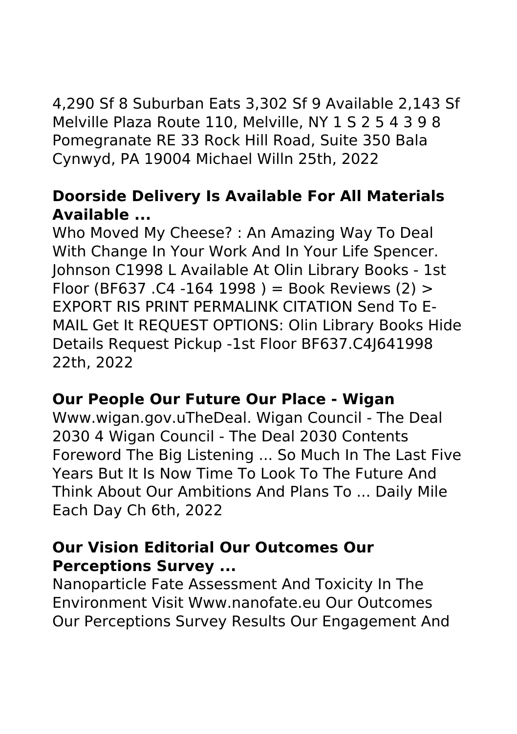4,290 Sf 8 Suburban Eats 3,302 Sf 9 Available 2,143 Sf Melville Plaza Route 110, Melville, NY 1 S 2 5 4 3 9 8 Pomegranate RE 33 Rock Hill Road, Suite 350 Bala Cynwyd, PA 19004 Michael Willn 25th, 2022

### **Doorside Delivery Is Available For All Materials Available ...**

Who Moved My Cheese? : An Amazing Way To Deal With Change In Your Work And In Your Life Spencer. Johnson C1998 L Available At Olin Library Books - 1st Floor (BF637 .C4 -164 1998 ) = Book Reviews (2) > EXPORT RIS PRINT PERMALINK CITATION Send To E-MAIL Get It REQUEST OPTIONS: Olin Library Books Hide Details Request Pickup -1st Floor BF637.C4J641998 22th, 2022

### **Our People Our Future Our Place - Wigan**

Www.wigan.gov.uTheDeal. Wigan Council - The Deal 2030 4 Wigan Council - The Deal 2030 Contents Foreword The Big Listening ... So Much In The Last Five Years But It Is Now Time To Look To The Future And Think About Our Ambitions And Plans To ... Daily Mile Each Day Ch 6th, 2022

### **Our Vision Editorial Our Outcomes Our Perceptions Survey ...**

Nanoparticle Fate Assessment And Toxicity In The Environment Visit Www.nanofate.eu Our Outcomes Our Perceptions Survey Results Our Engagement And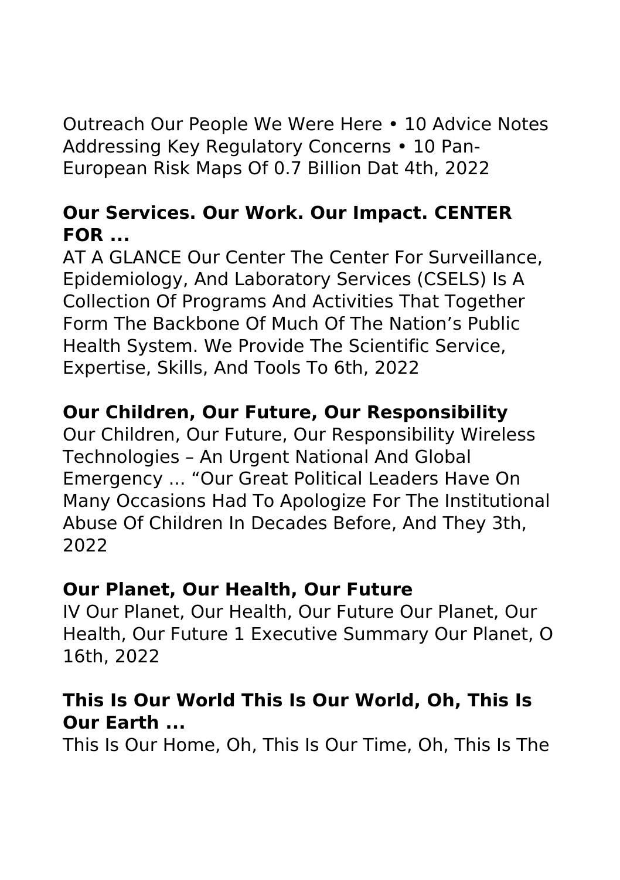Outreach Our People We Were Here • 10 Advice Notes Addressing Key Regulatory Concerns • 10 Pan-European Risk Maps Of 0.7 Billion Dat 4th, 2022

### Our Services. Our Work. Our Impact. CENTER FOR ...

AT A GLANCE Our Center The Center For Surveillance, Epidemiology, And Laboratory Services (CSELS) Is A Collection Of Programs And Activities That Together Form The Backbone Of Much Of The Nation's Public Health System. We Provide The Scientific Service, Expertise, Skills, And Tools To 6th, 2022

### Our Children, Our Future, Our Responsibility

Our Children, Our Future, Our Responsibility Wireless Technologies – An Urgent National And Global Emergency ... "Our Great Political Leaders Have On Many Occasions Had To Apologize For The Institutional Abuse Of Children In Decades Before, And They 3th, 2022

### Our Planet, Our Health, Our Future

IV Our Planet, Our Health, Our Future Our Planet, Our Health, Our Future 1 Executive Summary Our Planet, O 16th, 2022

### This Is Our World This Is Our World, Oh, This Is Our Earth ...

This Is Our Home, Oh, This Is Our Time, Oh, This Is The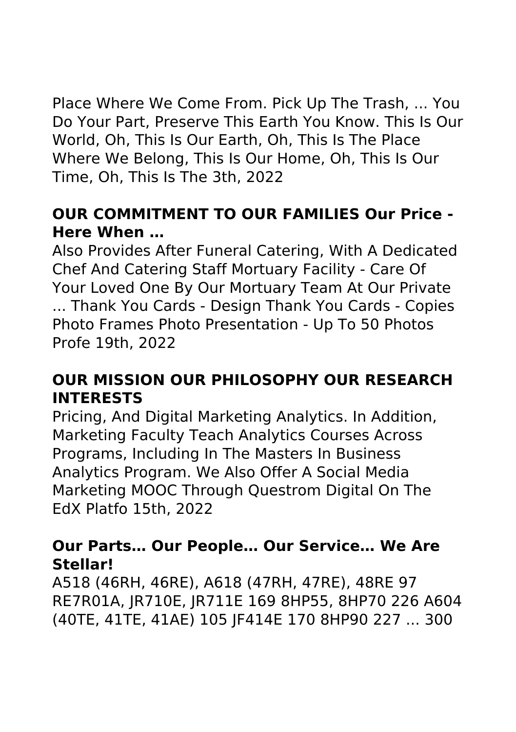Place Where We Come From. Pick Up The Trash, ... You Do Your Part, Preserve This Earth You Know. This Is Our World, Oh, This Is Our Earth, Oh, This Is The Place Where We Belong, This Is Our Home, Oh, This Is Our Time, Oh, This Is The 3th, 2022

### OUR COMMITMENT TO OUR FAMILIES Our Price - Here When …

Also Provides After Funeral Catering, With A Dedicated Chef And Catering Staff Mortuary Facility - Care Of Your Loved One By Our Mortuary Team At Our Private ... Thank You Cards - Design Thank You Cards - Copies Photo Frames Photo Presentation - Up To 50 Photos Profe 19th, 2022

### OUR MISSION OUR PHILOSOPHY OUR RESEARCH INTERESTS

Pricing, And Digital Marketing Analytics. In Addition, Marketing Faculty Teach Analytics Courses Across Programs, Including In The Masters In Business Analytics Program. We Also Offer A Social Media Marketing MOOC Through Questrom Digital On The EdX Platfo 15th, 2022

### Our Parts… Our People… Our Service… We Are Stellar!

A518 (46RH, 46RE), A618 (47RH, 47RE), 48RE 97 RE7R01A, JR710E, JR711E 169 8HP55, 8HP70 226 A604 (40TE, 41TE, 41AE) 105 JF414E 170 8HP90 227 ... 300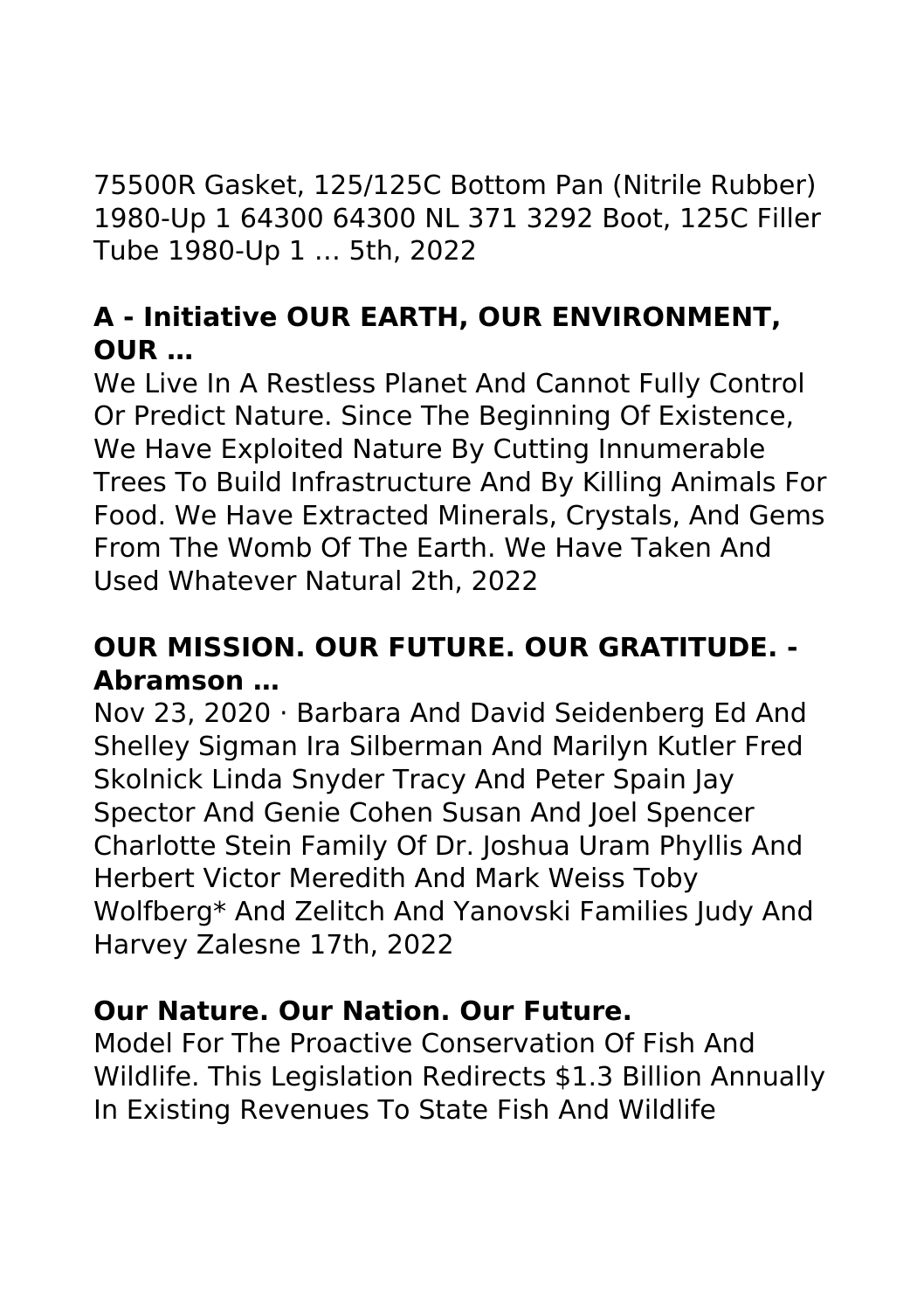75500R Gasket, 125/125C Bottom Pan (Nitrile Rubber) 1980-Up 1 64300 64300 NL 371 3292 Boot, 125C Filler Tube 1980-Up 1 … 5th, 2022

### A - Initiative OUR EARTH, OUR ENVIRONMENT, OUR …

We Live In A Restless Planet And Cannot Fully Control Or Predict Nature. Since The Beginning Of Existence, We Have Exploited Nature By Cutting Innumerable Trees To Build Infrastructure And By Killing Animals For Food. We Have Extracted Minerals, Crystals, And Gems From The Womb Of The Earth. We Have Taken And Used Whatever Natural 2th, 2022

### OUR MISSION. OUR FUTURE. OUR GRATITUDE. - Abramson …

Nov 23, 2020 · Barbara And David Seidenberg Ed And Shelley Sigman Ira Silberman And Marilyn Kutler Fred Skolnick Linda Snyder Tracy And Peter Spain Jay Spector And Genie Cohen Susan And Joel Spencer Charlotte Stein Family Of Dr. Joshua Uram Phyllis And Herbert Victor Meredith And Mark Weiss Toby Wolfberg* And Zelitch And Yanovski Families Judy And Harvey Zalesne 17th, 2022

### Our Nature. Our Nation. Our Future.

Model For The Proactive Conservation Of Fish And Wildlife. This Legislation Redirects $1.3 Billion Annually In Existing Revenues To State Fish And Wildlife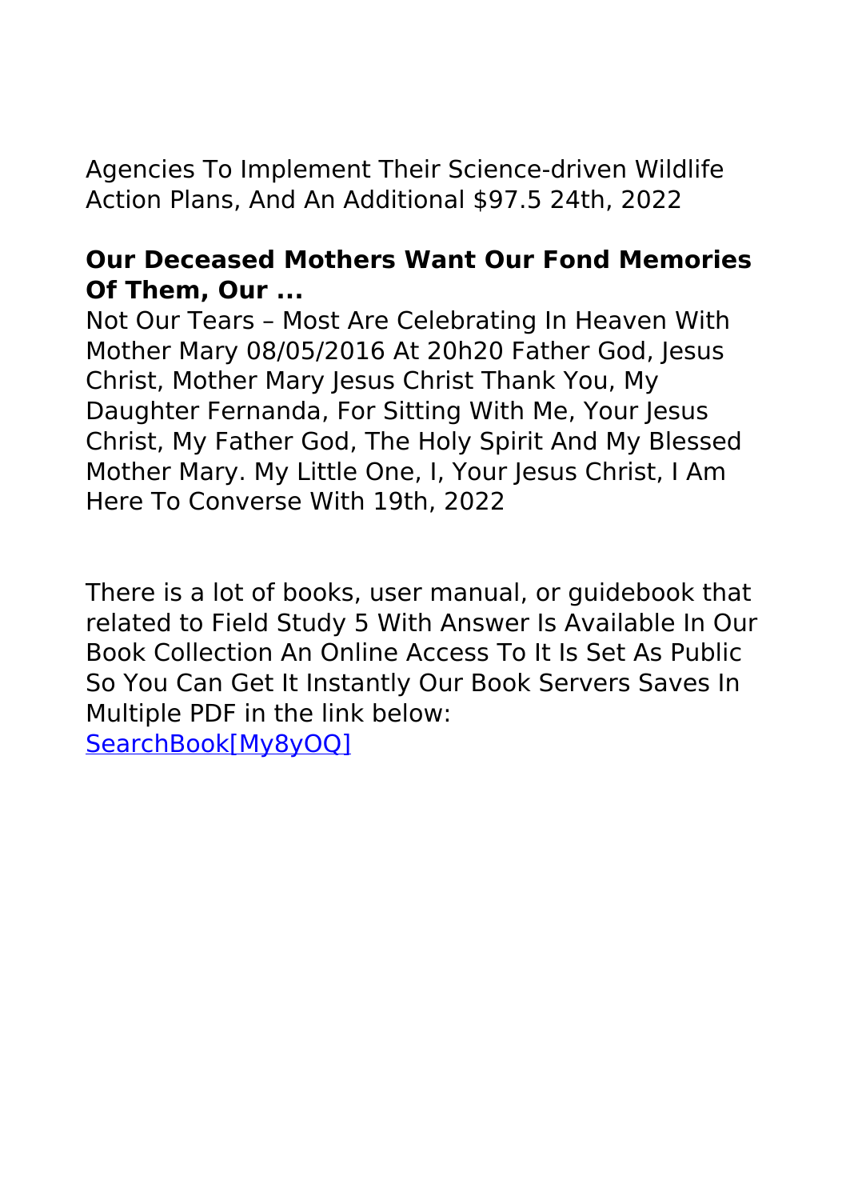Agencies To Implement Their Science-driven Wildlife Action Plans, And An Additional $97.5 24th, 2022

**Our Deceased Mothers Want Our Fond Memories Of Them, Our ...**

Not Our Tears – Most Are Celebrating In Heaven With Mother Mary 08/05/2016 At 20h20 Father God, Jesus Christ, Mother Mary Jesus Christ Thank You, My Daughter Fernanda, For Sitting With Me, Your Jesus Christ, My Father God, The Holy Spirit And My Blessed Mother Mary. My Little One, I, Your Jesus Christ, I Am Here To Converse With 19th, 2022

There is a lot of books, user manual, or guidebook that related to Field Study 5 With Answer Is Available In Our Book Collection An Online Access To It Is Set As Public So You Can Get It Instantly Our Book Servers Saves In Multiple PDF in the link below:
SearchBook[My8yOQ]